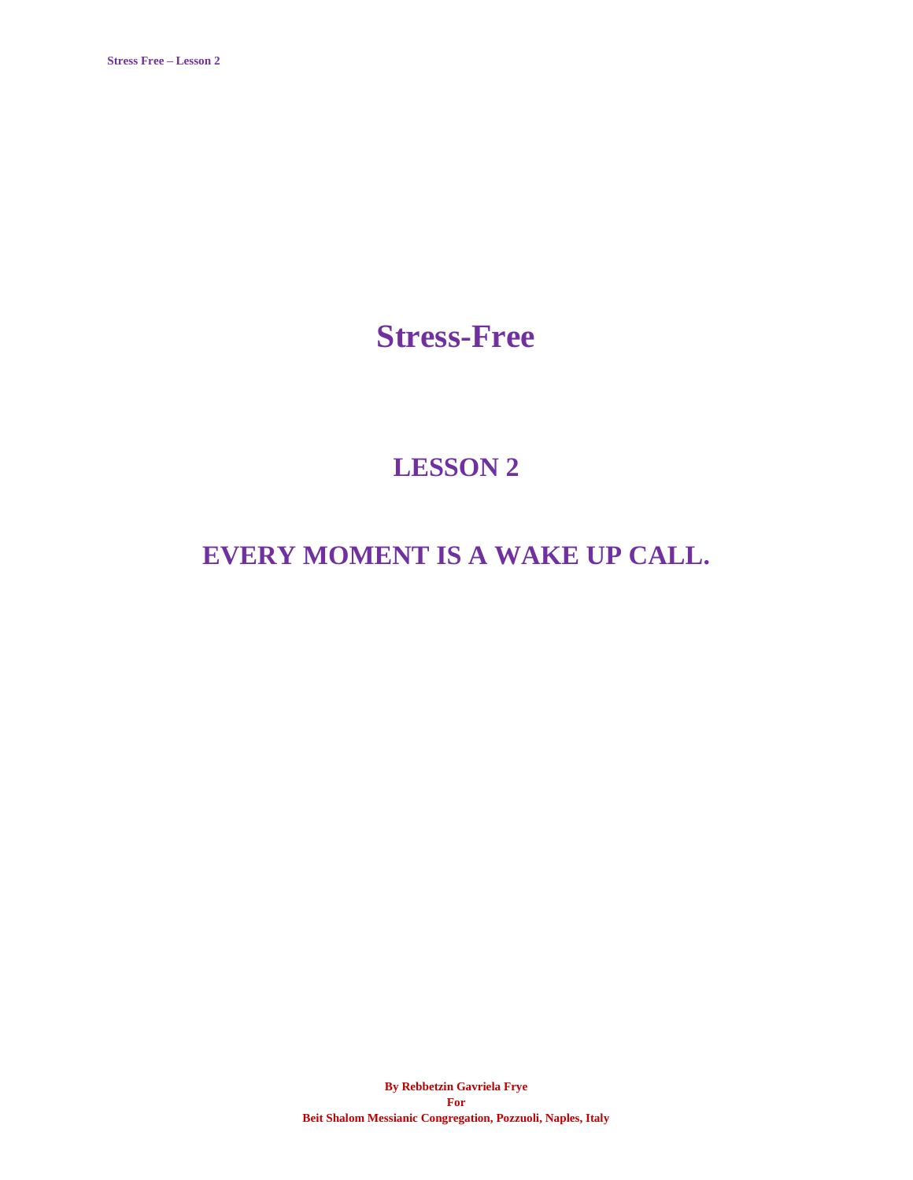# Stress-Free

## LESSON 2

## EVERY MOMENT IS A WAKE UP CALL.

**By Rebbetzin Gavriela Frye**
**For**
**Beit Shalom Messianic Congregation, Pozzuoli, Naples, Italy**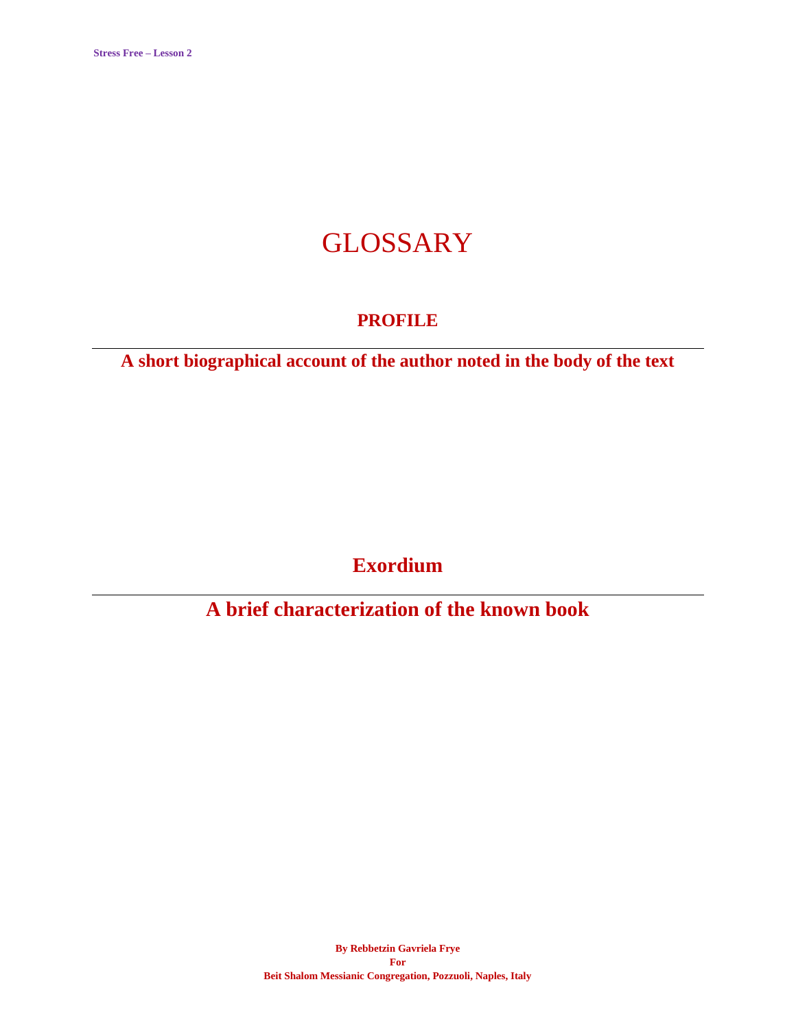# GLOSSARY

## PROFILE

---

**A short biographical account of the author noted in the body of the text**

## Exordium

---

**A brief characterization of the known book**

**By Rebbetzin Gavriela Frye**
**For**
**Beit Shalom Messianic Congregation, Pozzuoli, Naples, Italy**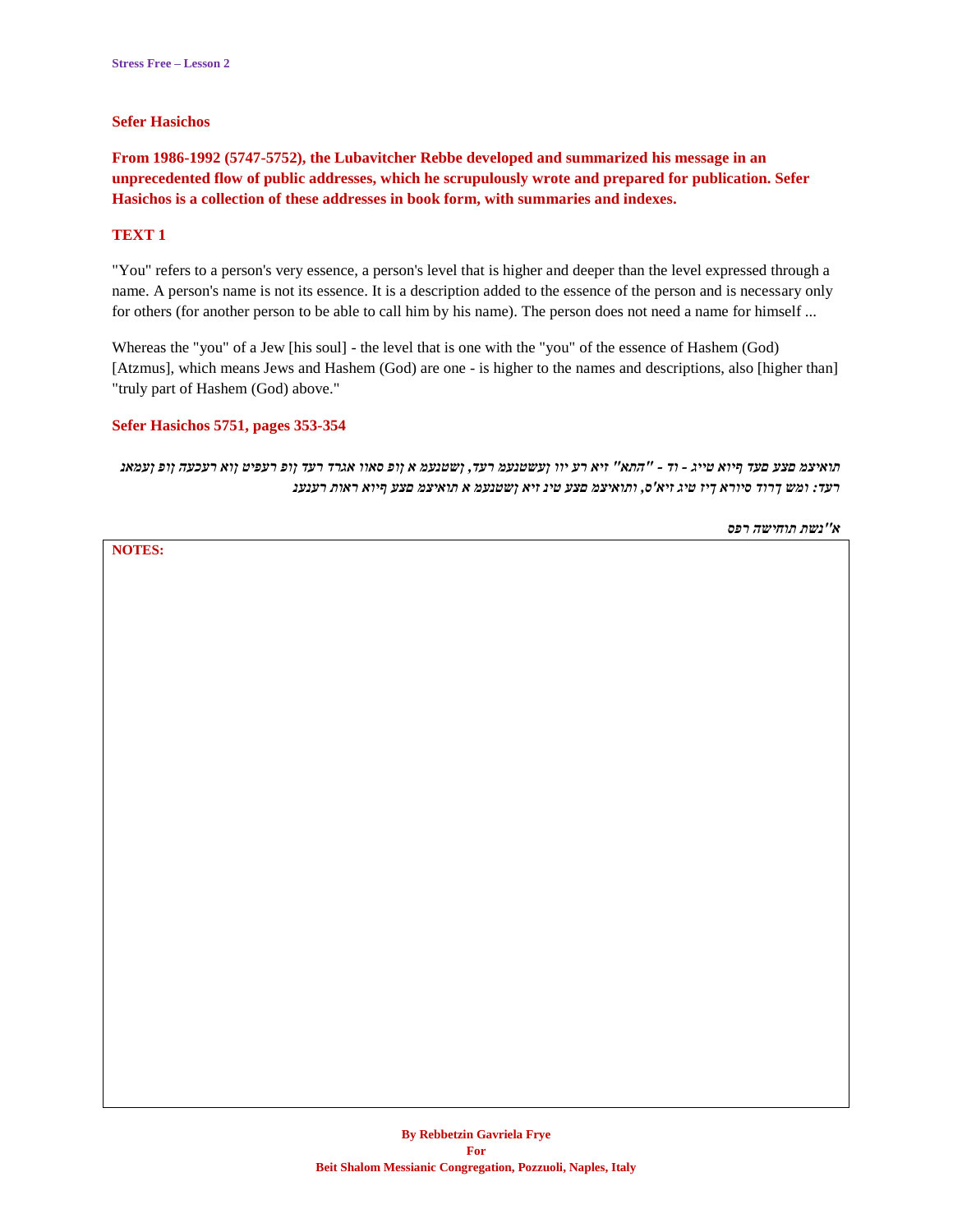# Sefer Hasichos

**From 1986-1992 (5747-5752), the Lubavitcher Rebbe developed and summarized his message in an unprecedented flow of public addresses, which he scrupulously wrote and prepared for publication. Sefer Hasichos is a collection of these addresses in book form, with summaries and indexes.**

## TEXT 1

"You" refers to a person's very essence, a person's level that is higher and deeper than the level expressed through a name. A person's name is not its essence. It is a description added to the essence of the person and is necessary only for others (for another person to be able to call him by his name). The person does not need a name for himself ...

Whereas the "you" of a Jew [his soul] - the level that is one with the "you" of the essence of Hashem (God) [Atzmus], which means Jews and Hashem (God) are one - is higher to the names and descriptions, also [higher than] "truly part of Hashem (God) above."

### Sefer Hasichos 5751, pages 353-354

*תואיצמ סעמ עדמ ךיוא טייג - וד - "התא" זיא רע ייו ןעשטנעמ רעד, ןשטנעמ א ןופ סאוו אגרד רעד ןופ רעפיט ןוא רעכעה ןופ ןעמאג רעד: ומש ךרוד סיורא ךיז טיג זיא'ס, ותואיצמ סעמ טינ זיא ןשטנעמ א תואיצמ סעמ ךיוא ראות רענעג*

*א"נשת תוחישה רפס*

**NOTES:**

**By Rebbetzin Gavriela Frye**
**For**
**Beit Shalom Messianic Congregation, Pozzuoli, Naples, Italy**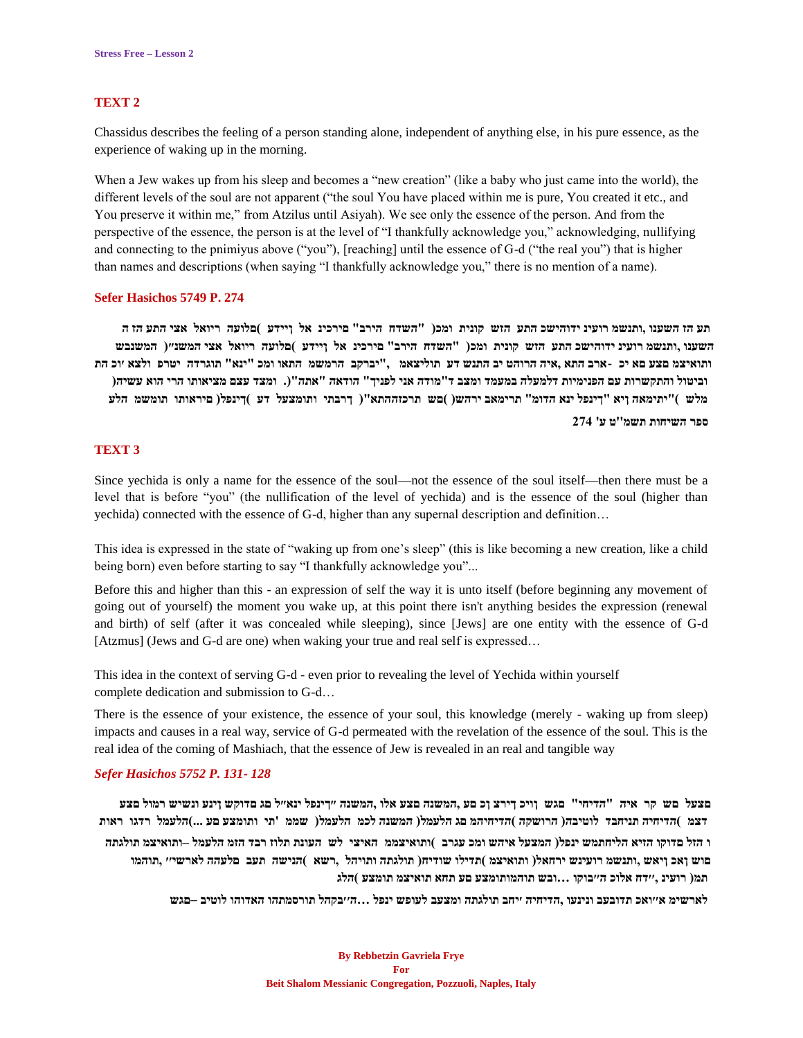**Stress Free – Lesson 2**

## TEXT 2

Chassidus describes the feeling of a person standing alone, independent of anything else, in his pure essence, as the experience of waking up in the morning.

When a Jew wakes up from his sleep and becomes a "new creation" (like a baby who just came into the world), the different levels of the soul are not apparent ("the soul You have placed within me is pure, You created it etc., and You preserve it within me," from Atzilus until Asiyah). We see only the essence of the person. And from the perspective of the essence, the person is at the level of "I thankfully acknowledge you," acknowledging, nullifying and connecting to the pnimiyus above ("you"), [reaching] until the essence of G-d ("the real you") that is higher than names and descriptions (when saying "I thankfully acknowledge you," there is no mention of a name).

### Sefer Hasichos 5749 P. 274

**תע הז השענו ,ותנשמ רועינ ידוהישכ התע הזש קונית ומכ( "השדח הירב" םירכינ אל ןיידע )םלועה ריואל אצי התע הז ה השענו ,ותנשמ רועינ ידוהישכ התע הזש קונית ומכ( "השדח הירב" םירכינ אל ןיידע )םלועה ריואל אצי המשנ״( המשנבש ותואיצמ םצע םא יכ -ארב התא ,איה הרוהט יב התנש דע תוליצאמ ,"יברקב הרמשמ התאו ומכ "ינא" תוגרדה יטרפ ולצא ׳וכ הת וביטול והתקשרות עם הפנימיות דלמעלה במעמד ומצב ד"מודה אני לפניך" הודאה "אתה"(. ומצד עצם מציאותו הרי הוא עשיה( מלש )"יתימאה ןיא "ךינפל ינא הדומ" תרימאב ירהש( )םש תרכזההתא"( דרבתי ותומצעל דע )ךינפל( םיראותו תומשמ הלע**

**ספר השיחות תשמ"ט ע' 274**

## TEXT 3

Since yechida is only a name for the essence of the soul—not the essence of the soul itself—then there must be a level that is before "you" (the nullification of the level of yechida) and is the essence of the soul (higher than yechida) connected with the essence of G-d, higher than any supernal description and definition…

This idea is expressed in the state of "waking up from one's sleep" (this is like becoming a new creation, like a child being born) even before starting to say "I thankfully acknowledge you"...

Before this and higher than this - an expression of self the way it is unto itself (before beginning any movement of going out of yourself) the moment you wake up, at this point there isn't anything besides the expression (renewal and birth) of self (after it was concealed while sleeping), since [Jews] are one entity with the essence of G-d [Atzmus] (Jews and G-d are one) when waking your true and real self is expressed…

This idea in the context of serving G-d - even prior to revealing the level of Yechida within yourself complete dedication and submission to G-d…

There is the essence of your existence, the essence of your soul, this knowledge (merely - waking up from sleep) impacts and causes in a real way, service of G-d permeated with the revelation of the essence of the soul. This is the real idea of the coming of Mashiach, that the essence of Jew is revealed in an real and tangible way

### *Sefer Hasichos 5752 P. 131- 128*

**םצעל םש קר איה "הדיחי" םגש ןויכ ךירצ ןכ םע ,המשנה םצע ולא ,המשנה ״ךינפל ינא״ל םג םדוקש ןינע ונשיש רמול םצע דצמ )הדיחיה תניחבד לוטיבה( הרושקה )הדיחיהמ םג הלעמל( המשנה לכמ הלעמל( שממ 'תי ותומצע םע ...)הלעמל רדגו ראות ו הזל םדוקו הזיא הליחתמש ינפל( המצעל איהש ומכ עגרב )ותואיצממ האיצי לש העונת תלוז רבד הזמ הלעמל –ותואיצמ תולגתה םוש ןאכ ןיאש ,ותנשמ רועינש ירחאל( ותואיצמ )תדילו שודיח( תולגתה ותויהל ,רשא )הנישה תעב םלעהה לארשיי" ,תוהמו תמ( רועינ ,״דח אלוכ ה״בוקו ...ובש תוהמותומצע םע תחא תואיצמ תומצע )הלג**

**לארשימ א״ואכ תדובעב ונינעו ,הדיחיה ׳חב תולגתה ומצעב לעופש ינפל ...ה״בקהל תורסמתהו האדוהו לוטיב –םגש**

**By Rebbetzin Gavriela Frye**
**For**
**Beit Shalom Messianic Congregation, Pozzuoli, Naples, Italy**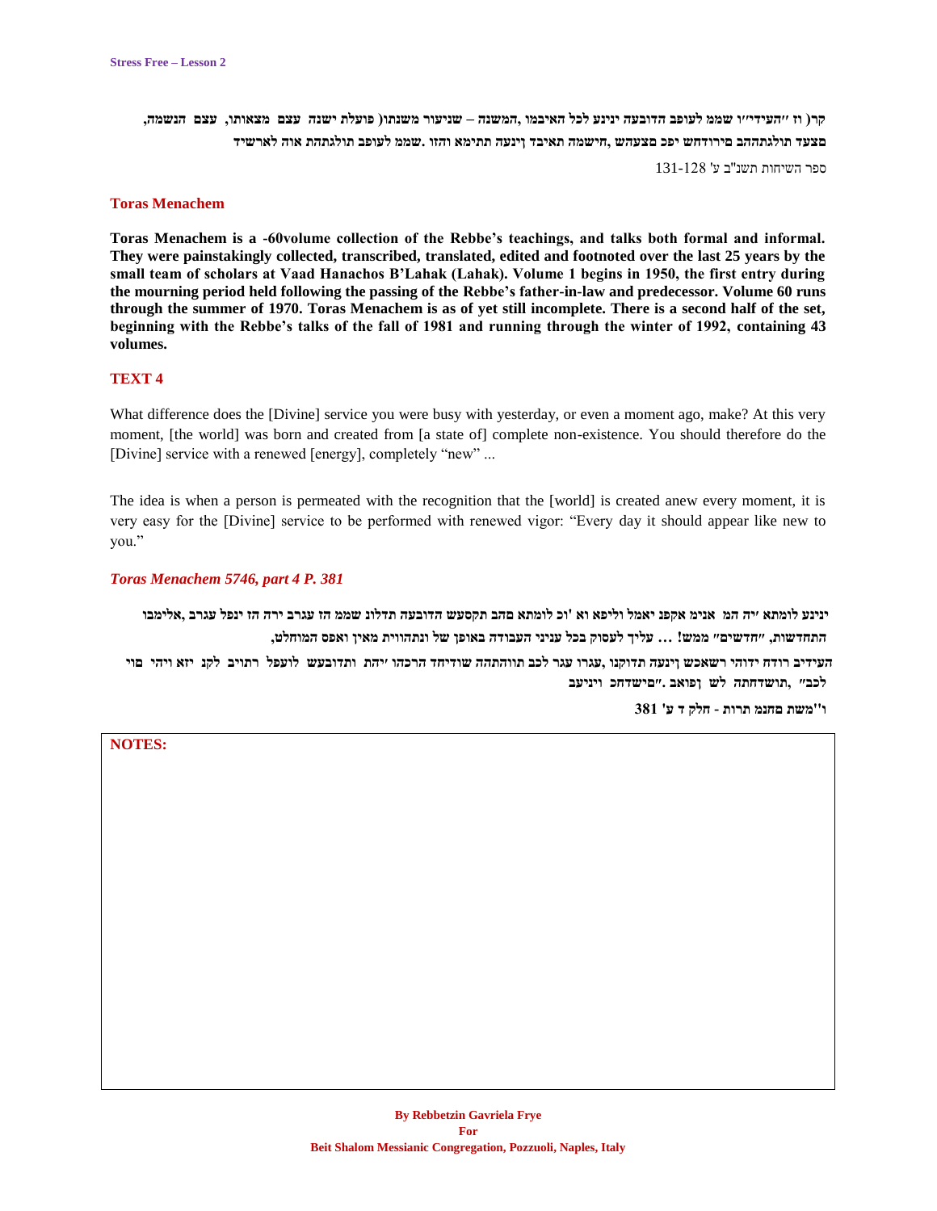קר( וז "העידי"ו שממ לעופב הדובעה ינינע לכל האיבמו ,המשנה – שניעור משנתו( פועלת ישנה עצם מצאותו, עצם הנשמה, מצעד תולגתההב םירודחש יפכ םצעהש ,חישמה תאיבד ןינעה תימא והזו .שממ לעופב תולגתהת אוה לארשיד

ספר השיחות תשנ"ב ע' 128-131

## Toras Menachem

**Toras Menachem is a -60volume collection of the Rebbe's teachings, and talks both formal and informal. They were painstakingly collected, transcribed, translated, edited and footnoted over the last 25 years by the small team of scholars at Vaad Hanachos B'Lahak (Lahak). Volume 1 begins in 1950, the first entry during the mourning period held following the passing of the Rebbe's father-in-law and predecessor. Volume 60 runs through the summer of 1970. Toras Menachem is as of yet still incomplete. There is a second half of the set, beginning with the Rebbe's talks of the fall of 1981 and running through the winter of 1992, containing 43 volumes.**

## TEXT 4

What difference does the [Divine] service you were busy with yesterday, or even a moment ago, make? At this very moment, [the world] was born and created from [a state of] complete non-existence. You should therefore do the [Divine] service with a renewed [energy], completely "new" ...

The idea is when a person is permeated with the recognition that the [world] is created anew every moment, it is very easy for the [Divine] service to be performed with renewed vigor: "Every day it should appear like new to you."

### *Toras Menachem 5746, part 4 P. 381*

**ינינע לומתא ׳יה המ אנימ אקפנ יאמל וליפא וא 'וכ לומתא םהב תקסעש הדובעה תדלונ שממ וז הז ערגב ירה הז ינפל ערגב ,אלימבו התחדשות, "חדשים" ממש! ... עליך לעסוק בכל עניני העבודה באופן של ונתהווית מאין ואפס המוחלט,**

**העידיב רודח ידוהי רשאכש ןינעה תדוקנו ,ערגו ערג לכב תווהתהה שודיחד הרכהו ׳יהת ותדובעש לועפל רתויב לקנ יזא ויהי םוי לכב" ,תושדחתה לש ןפואב ."םישדחכ ויניעב"**

**ו''משת םחנמ תרות - חלק ד ע' 381**

**NOTES:**